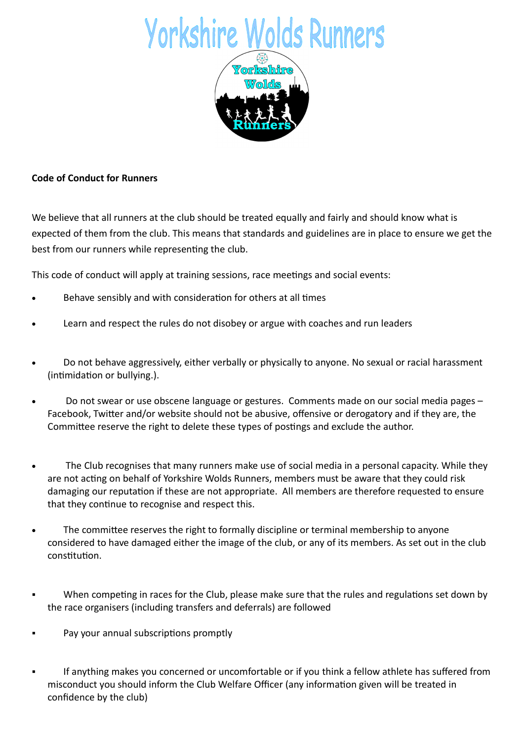# Yorkshire Wolds Runners

**Code of Conduct for Runners**

We believe that all runners at the club should be treated equally and fairly and should know what is expected of them from the club. This means that standards and guidelines are in place to ensure we get the best from our runners while representing the club.

This code of conduct will apply at training sessions, race meetings and social events:

- Behave sensibly and with consideration for others at all times
- Learn and respect the rules do not disobey or argue with coaches and run leaders
- Do not behave aggressively, either verbally or physically to anyone. No sexual or racial harassment (intimidation or bullying.).
- Do not swear or use obscene language or gestures. Comments made on our social media pages – Facebook, Twitter and/or website should not be abusive, offensive or derogatory and if they are, the Committee reserve the right to delete these types of postings and exclude the author.
- The Club recognises that many runners make use of social media in a personal capacity. While they are not acting on behalf of Yorkshire Wolds Runners, members must be aware that they could risk damaging our reputation if these are not appropriate. All members are therefore requested to ensure that they continue to recognise and respect this.
- The committee reserves the right to formally discipline or terminal membership to anyone considered to have damaged either the image of the club, or any of its members. As set out in the club constitution.

- When competing in races for the Club, please make sure that the rules and regulations set down by the race organisers (including transfers and deferrals) are followed
- Pay your annual subscriptions promptly
- If anything makes you concerned or uncomfortable or if you think a fellow athlete has suffered from misconduct you should inform the Club Welfare Officer (any information given will be treated in confidence by the club)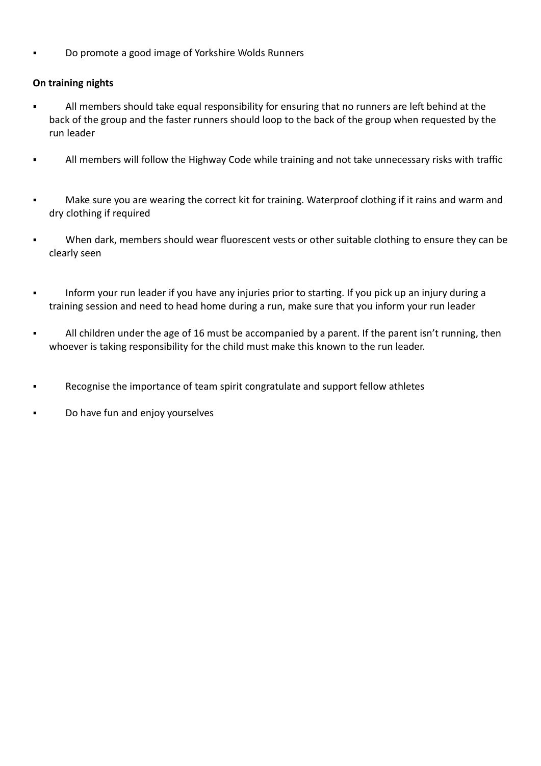- Do promote a good image of Yorkshire Wolds Runners

**On training nights**

- All members should take equal responsibility for ensuring that no runners are left behind at the back of the group and the faster runners should loop to the back of the group when requested by the run leader
- All members will follow the Highway Code while training and not take unnecessary risks with traffic
- Make sure you are wearing the correct kit for training. Waterproof clothing if it rains and warm and dry clothing if required
- When dark, members should wear fluorescent vests or other suitable clothing to ensure they can be clearly seen
- Inform your run leader if you have any injuries prior to starting. If you pick up an injury during a training session and need to head home during a run, make sure that you inform your run leader
- All children under the age of 16 must be accompanied by a parent. If the parent isn't running, then whoever is taking responsibility for the child must make this known to the run leader.
- Recognise the importance of team spirit congratulate and support fellow athletes
- Do have fun and enjoy yourselves